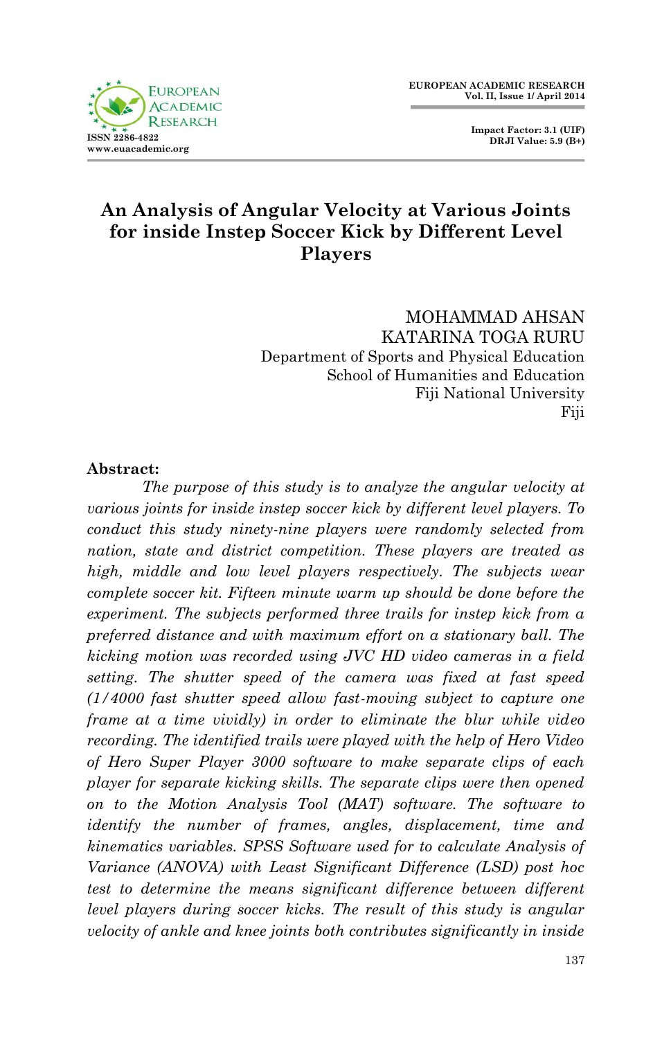# An Analysis of Angular Velocity at Various Joints for inside Instep Soccer Kick by Different Level Players

MOHAMMAD AHSAN  
KATARINA TOGA RURU  
Department of Sports and Physical Education  
School of Humanities and Education  
Fiji National University  
Fiji

**Abstract:**

*The purpose of this study is to analyze the angular velocity at various joints for inside instep soccer kick by different level players. To conduct this study ninety-nine players were randomly selected from nation, state and district competition. These players are treated as high, middle and low level players respectively. The subjects wear complete soccer kit. Fifteen minute warm up should be done before the experiment. The subjects performed three trails for instep kick from a preferred distance and with maximum effort on a stationary ball. The kicking motion was recorded using JVC HD video cameras in a field setting. The shutter speed of the camera was fixed at fast speed (1/4000 fast shutter speed allow fast-moving subject to capture one frame at a time vividly) in order to eliminate the blur while video recording. The identified trails were played with the help of Hero Video of Hero Super Player 3000 software to make separate clips of each player for separate kicking skills. The separate clips were then opened on to the Motion Analysis Tool (MAT) software. The software to identify the number of frames, angles, displacement, time and kinematics variables. SPSS Software used for to calculate Analysis of Variance (ANOVA) with Least Significant Difference (LSD) post hoc test to determine the means significant difference between different level players during soccer kicks. The result of this study is angular velocity of ankle and knee joints both contributes significantly in inside*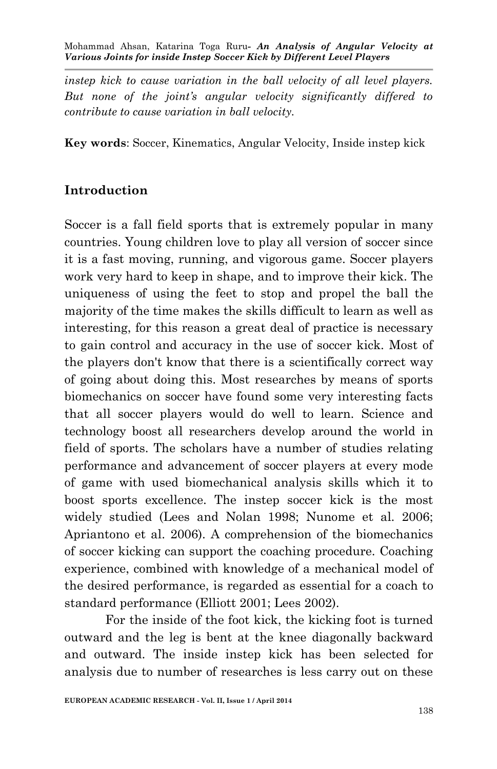*instep kick to cause variation in the ball velocity of all level players. But none of the joint's angular velocity significantly differed to contribute to cause variation in ball velocity.*

**Key words**: Soccer, Kinematics, Angular Velocity, Inside instep kick

## Introduction

Soccer is a fall field sports that is extremely popular in many countries. Young children love to play all version of soccer since it is a fast moving, running, and vigorous game. Soccer players work very hard to keep in shape, and to improve their kick. The uniqueness of using the feet to stop and propel the ball the majority of the time makes the skills difficult to learn as well as interesting, for this reason a great deal of practice is necessary to gain control and accuracy in the use of soccer kick. Most of the players don't know that there is a scientifically correct way of going about doing this. Most researches by means of sports biomechanics on soccer have found some very interesting facts that all soccer players would do well to learn. Science and technology boost all researchers develop around the world in field of sports. The scholars have a number of studies relating performance and advancement of soccer players at every mode of game with used biomechanical analysis skills which it to boost sports excellence. The instep soccer kick is the most widely studied (Lees and Nolan 1998; Nunome et al. 2006; Apriantono et al. 2006). A comprehension of the biomechanics of soccer kicking can support the coaching procedure. Coaching experience, combined with knowledge of a mechanical model of the desired performance, is regarded as essential for a coach to standard performance (Elliott 2001; Lees 2002).

For the inside of the foot kick, the kicking foot is turned outward and the leg is bent at the knee diagonally backward and outward. The inside instep kick has been selected for analysis due to number of researches is less carry out on these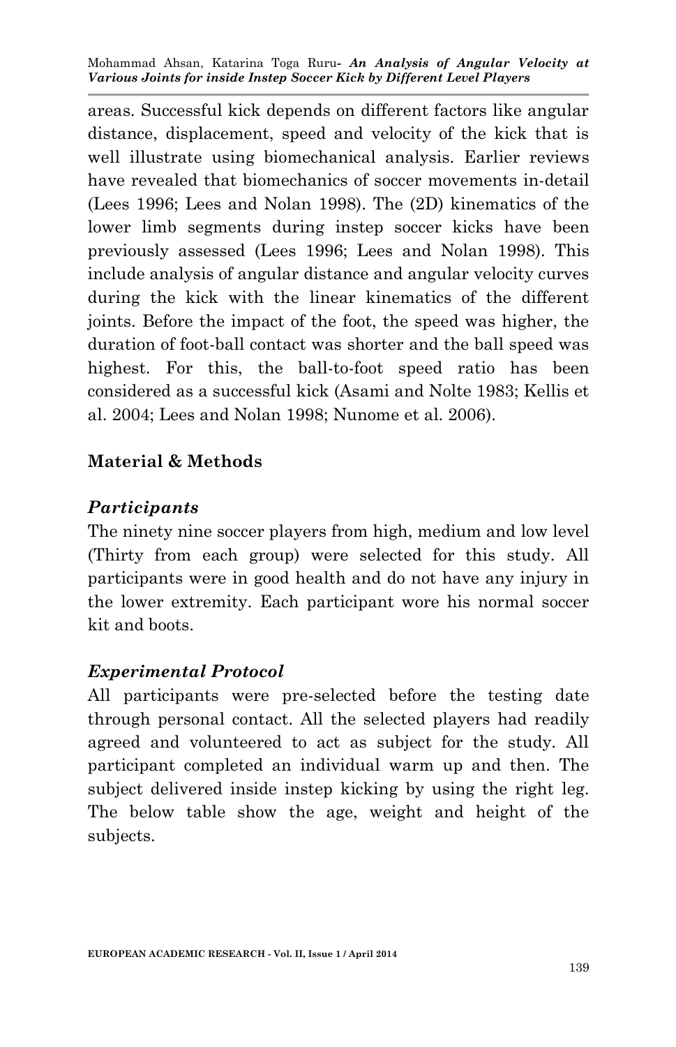areas. Successful kick depends on different factors like angular distance, displacement, speed and velocity of the kick that is well illustrate using biomechanical analysis. Earlier reviews have revealed that biomechanics of soccer movements in-detail (Lees 1996; Lees and Nolan 1998). The (2D) kinematics of the lower limb segments during instep soccer kicks have been previously assessed (Lees 1996; Lees and Nolan 1998). This include analysis of angular distance and angular velocity curves during the kick with the linear kinematics of the different joints. Before the impact of the foot, the speed was higher, the duration of foot-ball contact was shorter and the ball speed was highest. For this, the ball-to-foot speed ratio has been considered as a successful kick (Asami and Nolte 1983; Kellis et al. 2004; Lees and Nolan 1998; Nunome et al. 2006).

## Material & Methods

### *Participants*

The ninety nine soccer players from high, medium and low level (Thirty from each group) were selected for this study. All participants were in good health and do not have any injury in the lower extremity. Each participant wore his normal soccer kit and boots.

### *Experimental Protocol*

All participants were pre-selected before the testing date through personal contact. All the selected players had readily agreed and volunteered to act as subject for the study. All participant completed an individual warm up and then. The subject delivered inside instep kicking by using the right leg. The below table show the age, weight and height of the subjects.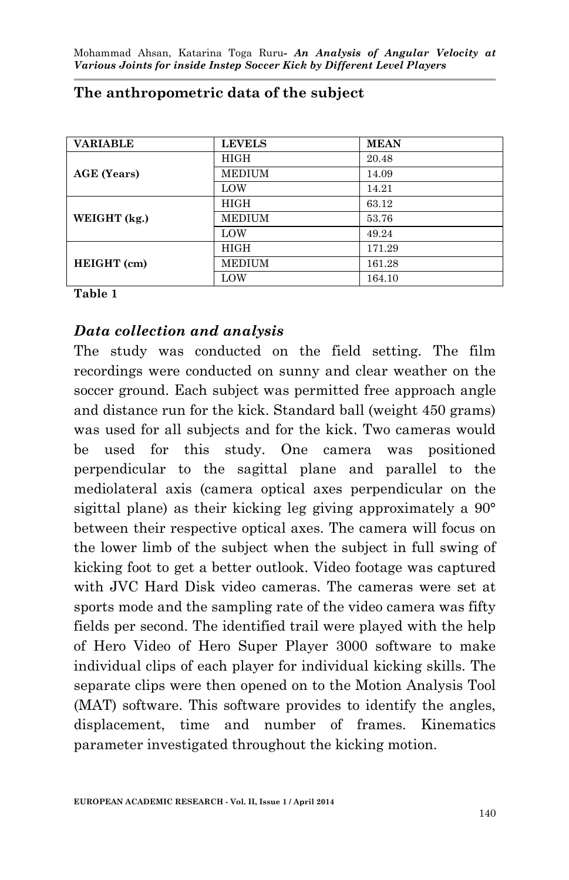**The anthropometric data of the subject**

| VARIABLE | LEVELS | MEAN |
|---|---|---|
| AGE (Years) | HIGH | 20.48 |
| | MEDIUM | 14.09 |
| | LOW | 14.21 |
| WEIGHT (kg.) | HIGH | 63.12 |
| | MEDIUM | 53.76 |
| | LOW | 49.24 |
| HEIGHT (cm) | HIGH | 171.29 |
| | MEDIUM | 161.28 |
| | LOW | 164.10 |

**Table 1**

### *Data collection and analysis*

The study was conducted on the field setting. The film recordings were conducted on sunny and clear weather on the soccer ground. Each subject was permitted free approach angle and distance run for the kick. Standard ball (weight 450 grams) was used for all subjects and for the kick. Two cameras would be used for this study. One camera was positioned perpendicular to the sagittal plane and parallel to the mediolateral axis (camera optical axes perpendicular on the sigittal plane) as their kicking leg giving approximately a 90° between their respective optical axes. The camera will focus on the lower limb of the subject when the subject in full swing of kicking foot to get a better outlook. Video footage was captured with JVC Hard Disk video cameras. The cameras were set at sports mode and the sampling rate of the video camera was fifty fields per second. The identified trail were played with the help of Hero Video of Hero Super Player 3000 software to make individual clips of each player for individual kicking skills. The separate clips were then opened on to the Motion Analysis Tool (MAT) software. This software provides to identify the angles, displacement, time and number of frames. Kinematics parameter investigated throughout the kicking motion.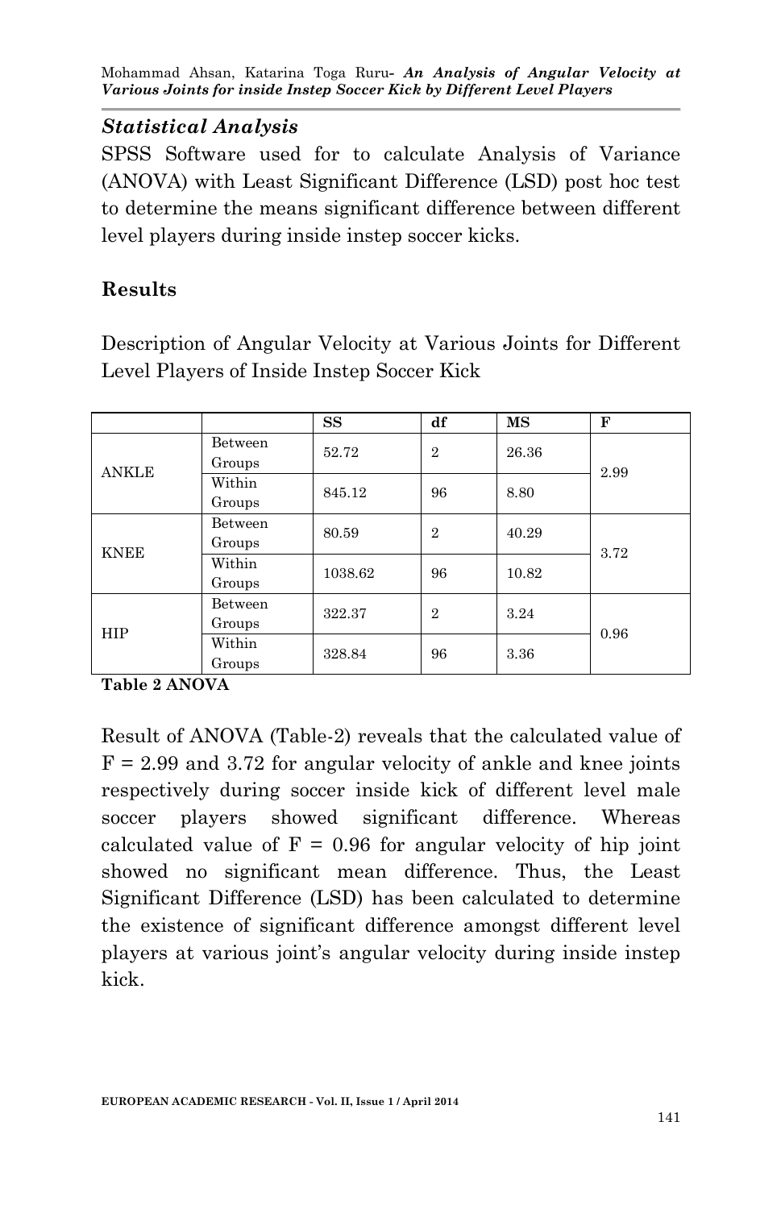### *Statistical Analysis*

SPSS Software used for to calculate Analysis of Variance (ANOVA) with Least Significant Difference (LSD) post hoc test to determine the means significant difference between different level players during inside instep soccer kicks.

## Results

Description of Angular Velocity at Various Joints for Different Level Players of Inside Instep Soccer Kick

| | | SS | df | MS | F |
|---|---|---|---|---|---|
| ANKLE | Between Groups | 52.72 | 2 | 26.36 | 2.99 |
| | Within Groups | 845.12 | 96 | 8.80 | |
| KNEE | Between Groups | 80.59 | 2 | 40.29 | 3.72 |
| | Within Groups | 1038.62 | 96 | 10.82 | |
| HIP | Between Groups | 322.37 | 2 | 3.24 | 0.96 |
| | Within Groups | 328.84 | 96 | 3.36 | |

**Table 2 ANOVA**

Result of ANOVA (Table-2) reveals that the calculated value of F = 2.99 and 3.72 for angular velocity of ankle and knee joints respectively during soccer inside kick of different level male soccer players showed significant difference. Whereas calculated value of F = 0.96 for angular velocity of hip joint showed no significant mean difference. Thus, the Least Significant Difference (LSD) has been calculated to determine the existence of significant difference amongst different level players at various joint's angular velocity during inside instep kick.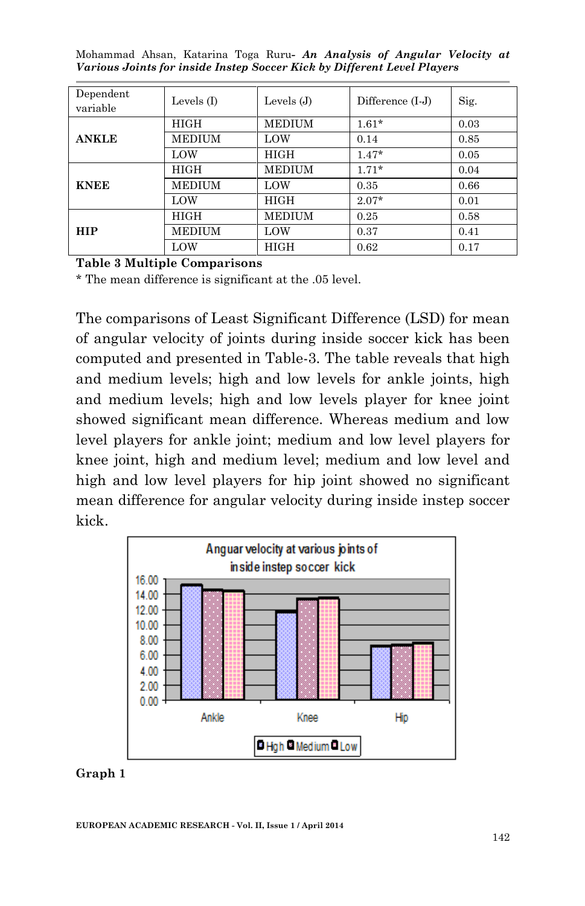| Dependent variable | Levels (I) | Levels (J) | Difference (I-J) | Sig. |
|---|---|---|---|---|
| **ANKLE** | HIGH | MEDIUM | 1.61* | 0.03 |
| | MEDIUM | LOW | 0.14 | 0.85 |
| | LOW | HIGH | 1.47* | 0.05 |
| **KNEE** | HIGH | MEDIUM | 1.71* | 0.04 |
| | MEDIUM | LOW | 0.35 | 0.66 |
| | LOW | HIGH | 2.07* | 0.01 |
| **HIP** | HIGH | MEDIUM | 0.25 | 0.58 |
| | MEDIUM | LOW | 0.37 | 0.41 |
| | LOW | HIGH | 0.62 | 0.17 |

**Table 3 Multiple Comparisons**

* The mean difference is significant at the .05 level.

The comparisons of Least Significant Difference (LSD) for mean of angular velocity of joints during inside soccer kick has been computed and presented in Table-3. The table reveals that high and medium levels; high and low levels for ankle joints, high and medium levels; high and low levels player for knee joint showed significant mean difference. Whereas medium and low level players for ankle joint; medium and low level players for knee joint, high and medium level; medium and low level and high and low level players for hip joint showed no significant mean difference for angular velocity during inside instep soccer kick.

**Graph 1**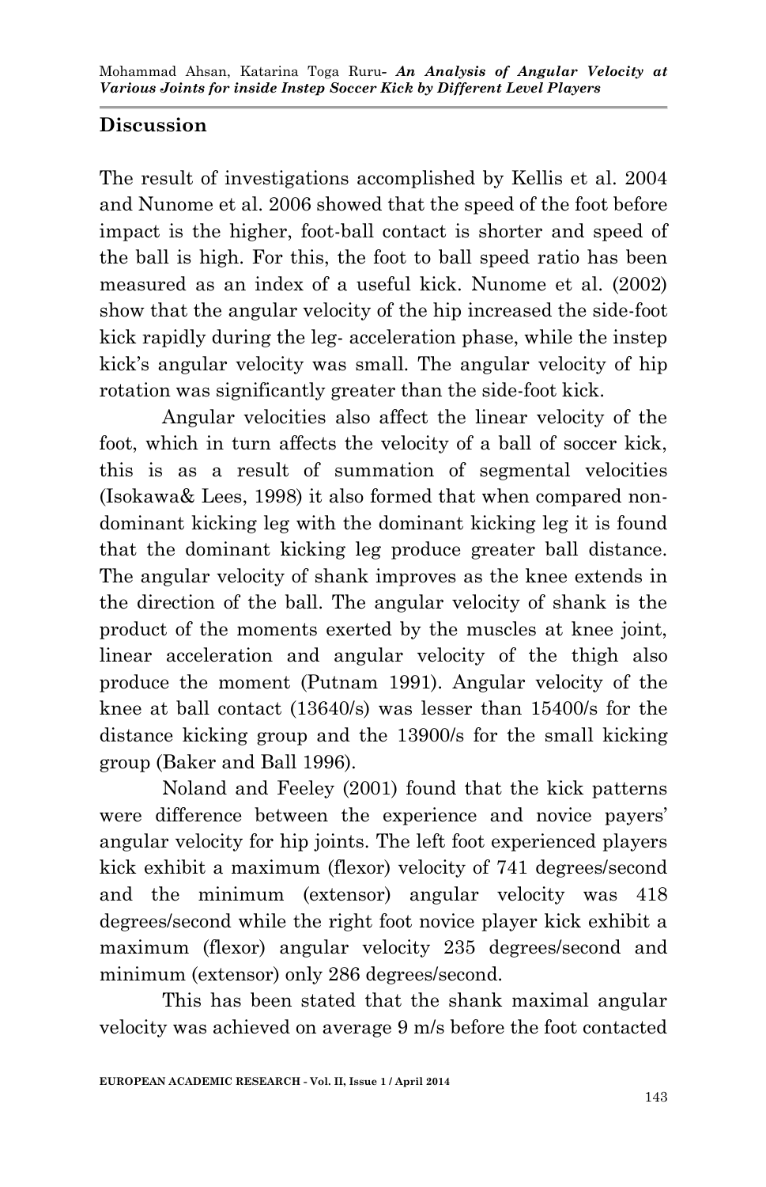## Discussion

The result of investigations accomplished by Kellis et al. 2004 and Nunome et al. 2006 showed that the speed of the foot before impact is the higher, foot-ball contact is shorter and speed of the ball is high. For this, the foot to ball speed ratio has been measured as an index of a useful kick. Nunome et al. (2002) show that the angular velocity of the hip increased the side-foot kick rapidly during the leg- acceleration phase, while the instep kick's angular velocity was small. The angular velocity of hip rotation was significantly greater than the side-foot kick.

Angular velocities also affect the linear velocity of the foot, which in turn affects the velocity of a ball of soccer kick, this is as a result of summation of segmental velocities (Isokawa& Lees, 1998) it also formed that when compared non-dominant kicking leg with the dominant kicking leg it is found that the dominant kicking leg produce greater ball distance. The angular velocity of shank improves as the knee extends in the direction of the ball. The angular velocity of shank is the product of the moments exerted by the muscles at knee joint, linear acceleration and angular velocity of the thigh also produce the moment (Putnam 1991). Angular velocity of the knee at ball contact (13640/s) was lesser than 15400/s for the distance kicking group and the 13900/s for the small kicking group (Baker and Ball 1996).

Noland and Feeley (2001) found that the kick patterns were difference between the experience and novice payers' angular velocity for hip joints. The left foot experienced players kick exhibit a maximum (flexor) velocity of 741 degrees/second and the minimum (extensor) angular velocity was 418 degrees/second while the right foot novice player kick exhibit a maximum (flexor) angular velocity 235 degrees/second and minimum (extensor) only 286 degrees/second.

This has been stated that the shank maximal angular velocity was achieved on average 9 m/s before the foot contacted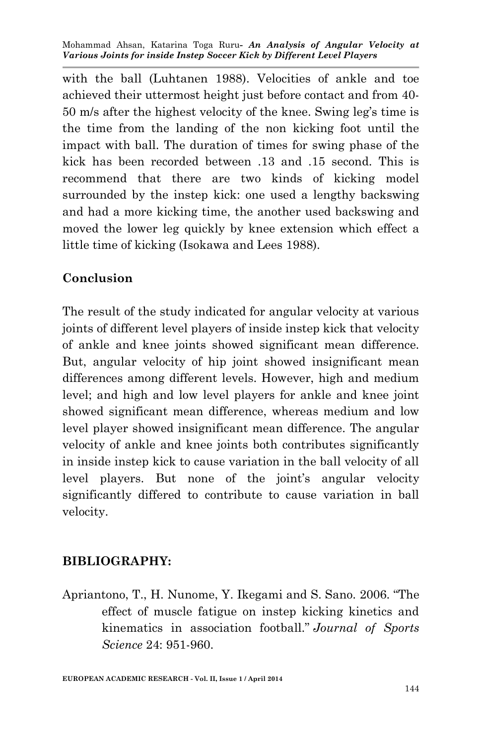with the ball (Luhtanen 1988). Velocities of ankle and toe achieved their uttermost height just before contact and from 40-50 m/s after the highest velocity of the knee. Swing leg's time is the time from the landing of the non kicking foot until the impact with ball. The duration of times for swing phase of the kick has been recorded between .13 and .15 second. This is recommend that there are two kinds of kicking model surrounded by the instep kick: one used a lengthy backswing and had a more kicking time, the another used backswing and moved the lower leg quickly by knee extension which effect a little time of kicking (Isokawa and Lees 1988).

## Conclusion

The result of the study indicated for angular velocity at various joints of different level players of inside instep kick that velocity of ankle and knee joints showed significant mean difference. But, angular velocity of hip joint showed insignificant mean differences among different levels. However, high and medium level; and high and low level players for ankle and knee joint showed significant mean difference, whereas medium and low level player showed insignificant mean difference. The angular velocity of ankle and knee joints both contributes significantly in inside instep kick to cause variation in the ball velocity of all level players. But none of the joint's angular velocity significantly differed to contribute to cause variation in ball velocity.

## BIBLIOGRAPHY:

Apriantono, T., H. Nunome, Y. Ikegami and S. Sano. 2006. "The effect of muscle fatigue on instep kicking kinetics and kinematics in association football." *Journal of Sports Science* 24: 951-960.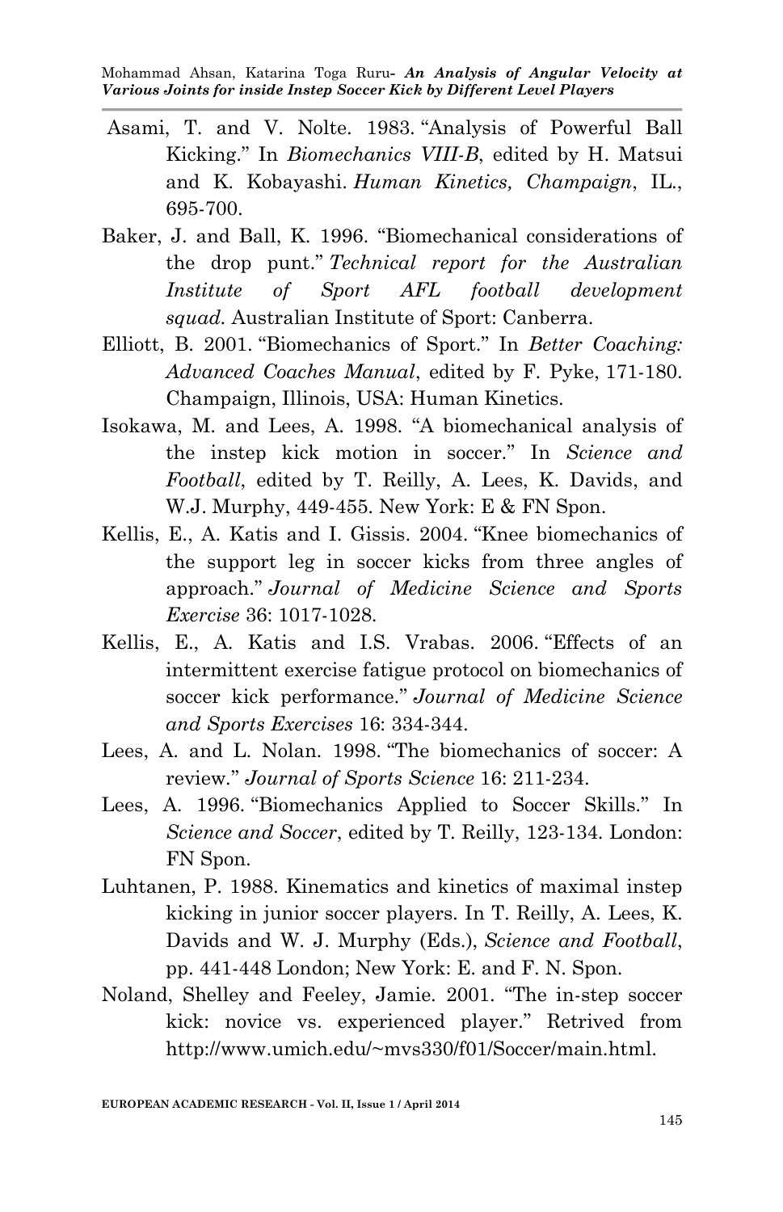Asami, T. and V. Nolte. 1983. "Analysis of Powerful Ball Kicking." In *Biomechanics VIII-B*, edited by H. Matsui and K. Kobayashi. *Human Kinetics, Champaign*, IL., 695-700.

Baker, J. and Ball, K. 1996. "Biomechanical considerations of the drop punt." *Technical report for the Australian Institute of Sport AFL football development squad.* Australian Institute of Sport: Canberra.

Elliott, B. 2001. "Biomechanics of Sport." In *Better Coaching: Advanced Coaches Manual*, edited by F. Pyke, 171-180. Champaign, Illinois, USA: Human Kinetics.

Isokawa, M. and Lees, A. 1998. "A biomechanical analysis of the instep kick motion in soccer." In *Science and Football*, edited by T. Reilly, A. Lees, K. Davids, and W.J. Murphy, 449-455. New York: E & FN Spon.

Kellis, E., A. Katis and I. Gissis. 2004. "Knee biomechanics of the support leg in soccer kicks from three angles of approach." *Journal of Medicine Science and Sports Exercise* 36: 1017-1028.

Kellis, E., A. Katis and I.S. Vrabas. 2006. "Effects of an intermittent exercise fatigue protocol on biomechanics of soccer kick performance." *Journal of Medicine Science and Sports Exercises* 16: 334-344.

Lees, A. and L. Nolan. 1998. "The biomechanics of soccer: A review." *Journal of Sports Science* 16: 211-234.

Lees, A. 1996. "Biomechanics Applied to Soccer Skills." In *Science and Soccer*, edited by T. Reilly, 123-134. London: FN Spon.

Luhtanen, P. 1988. Kinematics and kinetics of maximal instep kicking in junior soccer players. In T. Reilly, A. Lees, K. Davids and W. J. Murphy (Eds.), *Science and Football*, pp. 441-448 London; New York: E. and F. N. Spon.

Noland, Shelley and Feeley, Jamie. 2001. "The in-step soccer kick: novice vs. experienced player." Retrived from http://www.umich.edu/~mvs330/f01/Soccer/main.html.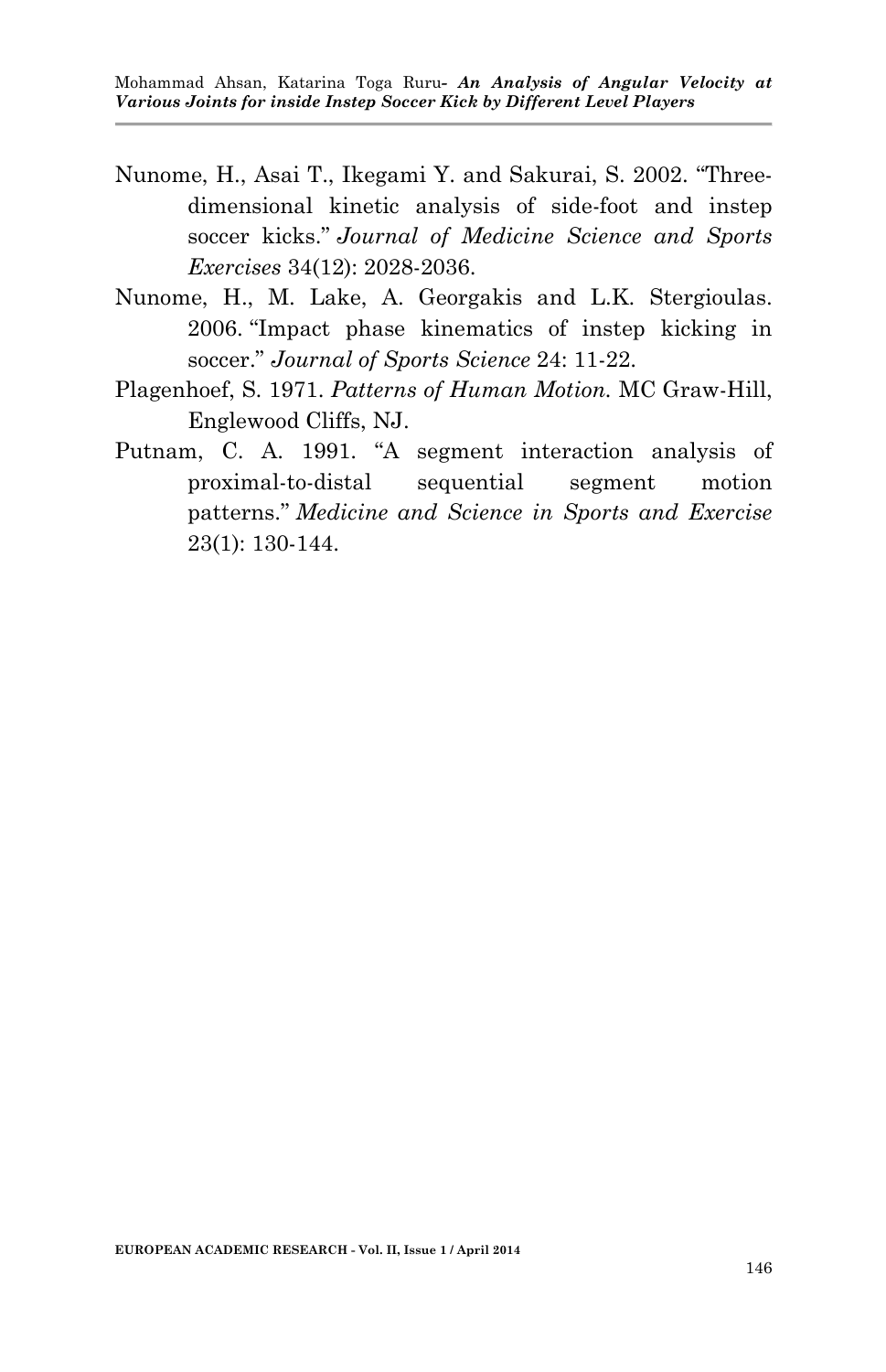Nunome, H., Asai T., Ikegami Y. and Sakurai, S. 2002. "Three-dimensional kinetic analysis of side-foot and instep soccer kicks." *Journal of Medicine Science and Sports Exercises* 34(12): 2028-2036.

Nunome, H., M. Lake, A. Georgakis and L.K. Stergioulas. 2006. "Impact phase kinematics of instep kicking in soccer." *Journal of Sports Science* 24: 11-22.

Plagenhoef, S. 1971. *Patterns of Human Motion.* MC Graw-Hill, Englewood Cliffs, NJ.

Putnam, C. A. 1991. "A segment interaction analysis of proximal-to-distal sequential segment motion patterns." *Medicine and Science in Sports and Exercise* 23(1): 130-144.